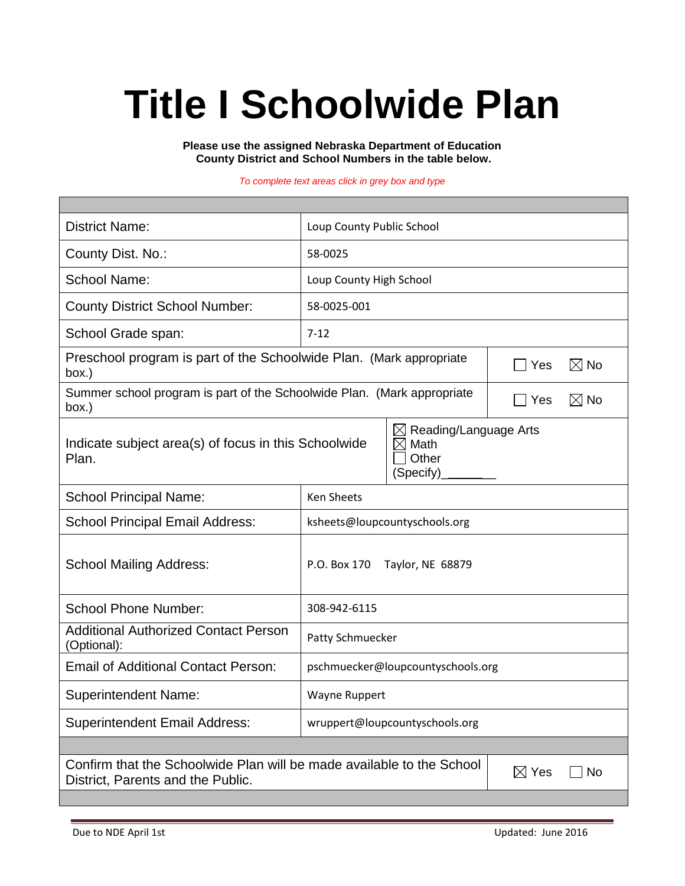# Title I Schoolwide Plan

**Please use the assigned Nebraska Department of Education County District and School Numbers in the table below.**

*To complete text areas click in grey box and type*

| | |
|---|---|
| District Name: | Loup County Public School |
| County Dist. No.: | 58-0025 |
| School Name: | Loup County High School |
| County District School Number: | 58-0025-001 |
| School Grade span: | 7-12 |
| Preschool program is part of the Schoolwide Plan. (Mark appropriate box.) | ☐ Yes ☒ No |
| Summer school program is part of the Schoolwide Plan. (Mark appropriate box.) | ☐ Yes ☒ No |
| Indicate subject area(s) of focus in this Schoolwide Plan. | ☒ Reading/Language Arts ☒ Math ☐ Other (Specify)________ |
| School Principal Name: | Ken Sheets |
| School Principal Email Address: | ksheets@loupcountyschools.org |
| School Mailing Address: | P.O. Box 170 Taylor, NE 68879 |
| School Phone Number: | 308-942-6115 |
| Additional Authorized Contact Person (Optional): | Patty Schmuecker |
| Email of Additional Contact Person: | pschmuecker@loupcountyschools.org |
| Superintendent Name: | Wayne Ruppert |
| Superintendent Email Address: | wruppert@loupcountyschools.org |
| Confirm that the Schoolwide Plan will be made available to the School District, Parents and the Public. | ☒ Yes ☐ No |

Due to NDE April 1st

Updated: June 2016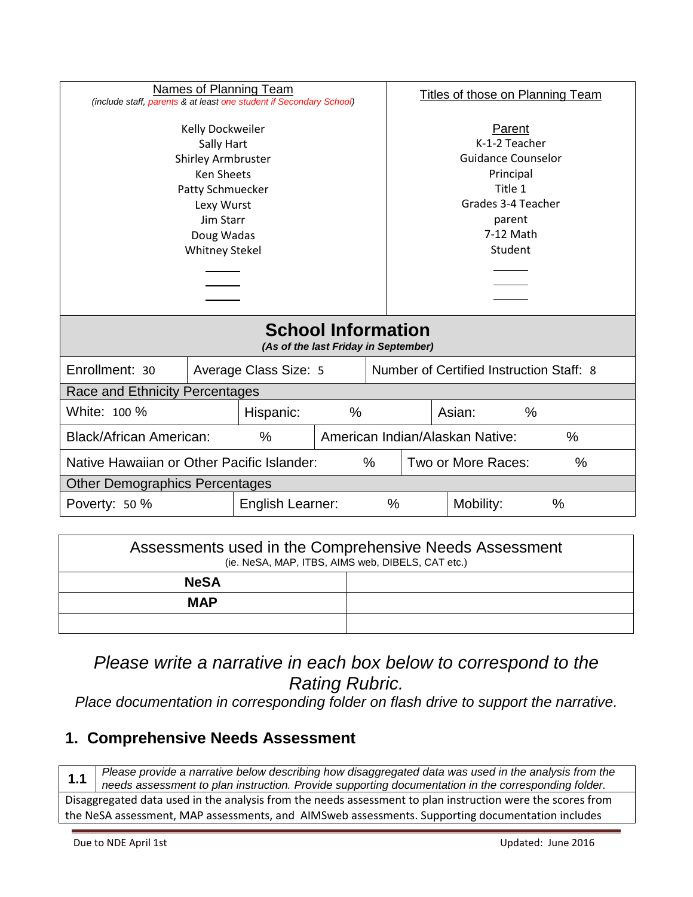| Names of Planning Team<br>*(include staff, parents & at least one student if Secondary School)* | Titles of those on Planning Team |
|---|---|
| Kelly Dockweiler | Parent |
| Sally Hart | K-1-2 Teacher |
| Shirley Armbruster | Guidance Counselor |
| Ken Sheets | Principal |
| Patty Schmuecker | Title 1 |
| Lexy Wurst | Grades 3-4 Teacher |
| Jim Starr | parent |
| Doug Wadas | 7-12 Math |
| Whitney Stekel | Student |
| ______ | ______ |
| ______ | ______ |
| ______ | ______ |

## School Information

*(As of the last Friday in September)*

| Enrollment: 30 | Average Class Size: 5 | Number of Certified Instruction Staff: 8 |
|---|---|---|

**Race and Ethnicity Percentages**

| White: 100 % | Hispanic: % | Asian: % |
|---|---|---|
| Black/African American: % | American Indian/Alaskan Native: % | |
| Native Hawaiian or Other Pacific Islander: % | Two or More Races: % | |

**Other Demographics Percentages**

| Poverty: 50 % | English Learner: % | Mobility: % |
|---|---|---|

| Assessments used in the Comprehensive Needs Assessment<br>(ie. NeSA, MAP, ITBS, AIMS web, DIBELS, CAT etc.) | |
|---|---|
| **NeSA** | |
| **MAP** | |
| | |

*Please write a narrative in each box below to correspond to the Rating Rubric.*

*Place documentation in corresponding folder on flash drive to support the narrative.*

## 1. Comprehensive Needs Assessment

| 1.1 | *Please provide a narrative below describing how disaggregated data was used in the analysis from the needs assessment to plan instruction. Provide supporting documentation in the corresponding folder.* |
|---|---|

Disaggregated data used in the analysis from the needs assessment to plan instruction were the scores from the NeSA assessment, MAP assessments, and AIMSweb assessments. Supporting documentation includes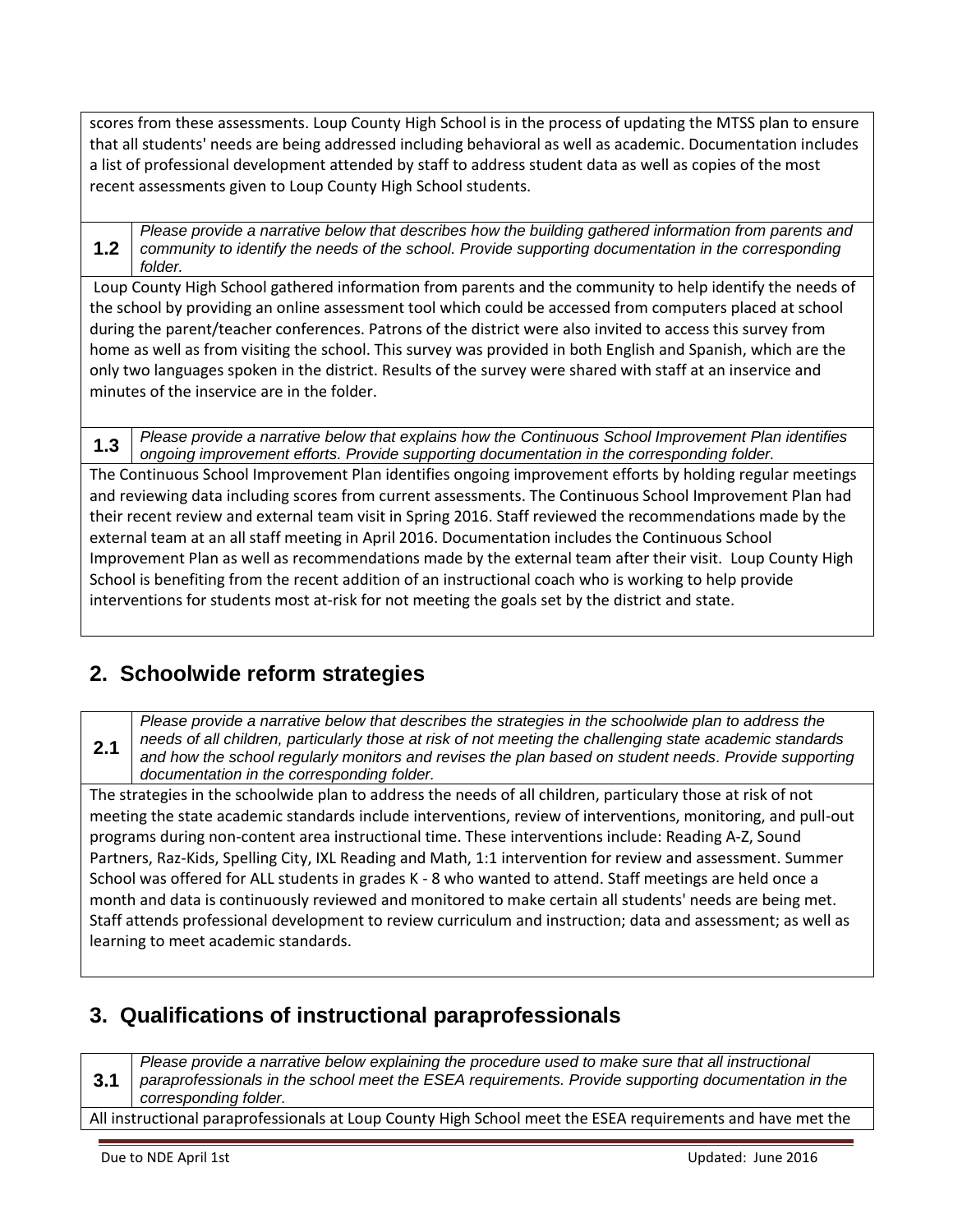scores from these assessments. Loup County High School is in the process of updating the MTSS plan to ensure that all students' needs are being addressed including behavioral as well as academic. Documentation includes a list of professional development attended by staff to address student data as well as copies of the most recent assessments given to Loup County High School students.

**1.2** *Please provide a narrative below that describes how the building gathered information from parents and community to identify the needs of the school. Provide supporting documentation in the corresponding folder.*

Loup County High School gathered information from parents and the community to help identify the needs of the school by providing an online assessment tool which could be accessed from computers placed at school during the parent/teacher conferences. Patrons of the district were also invited to access this survey from home as well as from visiting the school. This survey was provided in both English and Spanish, which are the only two languages spoken in the district. Results of the survey were shared with staff at an inservice and minutes of the inservice are in the folder.

**1.3** *Please provide a narrative below that explains how the Continuous School Improvement Plan identifies ongoing improvement efforts. Provide supporting documentation in the corresponding folder.*

The Continuous School Improvement Plan identifies ongoing improvement efforts by holding regular meetings and reviewing data including scores from current assessments. The Continuous School Improvement Plan had their recent review and external team visit in Spring 2016. Staff reviewed the recommendations made by the external team at an all staff meeting in April 2016. Documentation includes the Continuous School Improvement Plan as well as recommendations made by the external team after their visit. Loup County High School is benefiting from the recent addition of an instructional coach who is working to help provide interventions for students most at-risk for not meeting the goals set by the district and state.

## 2. Schoolwide reform strategies

**2.1** *Please provide a narrative below that describes the strategies in the schoolwide plan to address the needs of all children, particularly those at risk of not meeting the challenging state academic standards and how the school regularly monitors and revises the plan based on student needs. Provide supporting documentation in the corresponding folder.*

The strategies in the schoolwide plan to address the needs of all children, particulary those at risk of not meeting the state academic standards include interventions, review of interventions, monitoring, and pull-out programs during non-content area instructional time. These interventions include: Reading A-Z, Sound Partners, Raz-Kids, Spelling City, IXL Reading and Math, 1:1 intervention for review and assessment. Summer School was offered for ALL students in grades K - 8 who wanted to attend. Staff meetings are held once a month and data is continuously reviewed and monitored to make certain all students' needs are being met. Staff attends professional development to review curriculum and instruction; data and assessment; as well as learning to meet academic standards.

## 3. Qualifications of instructional paraprofessionals

**3.1** *Please provide a narrative below explaining the procedure used to make sure that all instructional paraprofessionals in the school meet the ESEA requirements. Provide supporting documentation in the corresponding folder.*

All instructional paraprofessionals at Loup County High School meet the ESEA requirements and have met the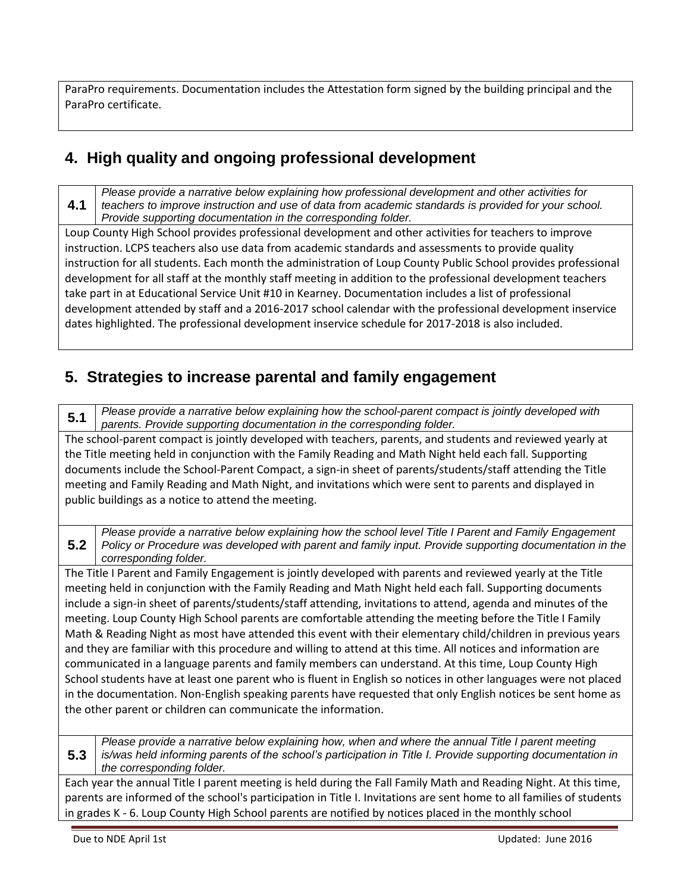ParaPro requirements. Documentation includes the Attestation form signed by the building principal and the ParaPro certificate.

## 4. High quality and ongoing professional development

| 4.1 | *Please provide a narrative below explaining how professional development and other activities for teachers to improve instruction and use of data from academic standards is provided for your school. Provide supporting documentation in the corresponding folder.* |
|---|---|

Loup County High School provides professional development and other activities for teachers to improve instruction. LCPS teachers also use data from academic standards and assessments to provide quality instruction for all students. Each month the administration of Loup County Public School provides professional development for all staff at the monthly staff meeting in addition to the professional development teachers take part in at Educational Service Unit #10 in Kearney. Documentation includes a list of professional development attended by staff and a 2016-2017 school calendar with the professional development inservice dates highlighted. The professional development inservice schedule for 2017-2018 is also included.

## 5. Strategies to increase parental and family engagement

| 5.1 | *Please provide a narrative below explaining how the school-parent compact is jointly developed with parents. Provide supporting documentation in the corresponding folder.* |
|---|---|

The school-parent compact is jointly developed with teachers, parents, and students and reviewed yearly at the Title meeting held in conjunction with the Family Reading and Math Night held each fall. Supporting documents include the School-Parent Compact, a sign-in sheet of parents/students/staff attending the Title meeting and Family Reading and Math Night, and invitations which were sent to parents and displayed in public buildings as a notice to attend the meeting.

| 5.2 | *Please provide a narrative below explaining how the school level Title I Parent and Family Engagement Policy or Procedure was developed with parent and family input. Provide supporting documentation in the corresponding folder.* |
|---|---|

The Title I Parent and Family Engagement is jointly developed with parents and reviewed yearly at the Title meeting held in conjunction with the Family Reading and Math Night held each fall. Supporting documents include a sign-in sheet of parents/students/staff attending, invitations to attend, agenda and minutes of the meeting. Loup County High School parents are comfortable attending the meeting before the Title I Family Math & Reading Night as most have attended this event with their elementary child/children in previous years and they are familiar with this procedure and willing to attend at this time. All notices and information are communicated in a language parents and family members can understand. At this time, Loup County High School students have at least one parent who is fluent in English so notices in other languages were not placed in the documentation. Non-English speaking parents have requested that only English notices be sent home as the other parent or children can communicate the information.

| 5.3 | *Please provide a narrative below explaining how, when and where the annual Title I parent meeting is/was held informing parents of the school's participation in Title I. Provide supporting documentation in the corresponding folder.* |
|---|---|

Each year the annual Title I parent meeting is held during the Fall Family Math and Reading Night. At this time, parents are informed of the school's participation in Title I. Invitations are sent home to all families of students in grades K - 6. Loup County High School parents are notified by notices placed in the monthly school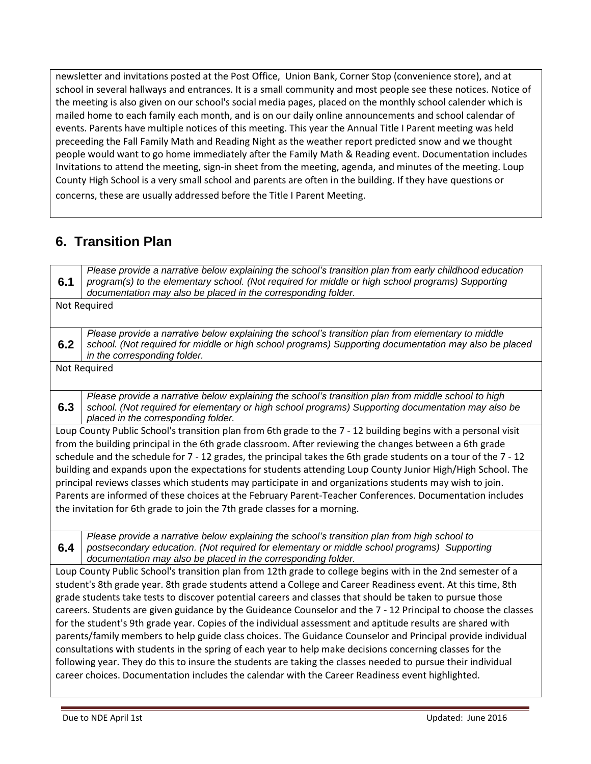newsletter and invitations posted at the Post Office, Union Bank, Corner Stop (convenience store), and at school in several hallways and entrances. It is a small community and most people see these notices. Notice of the meeting is also given on our school's social media pages, placed on the monthly school calender which is mailed home to each family each month, and is on our daily online announcements and school calendar of events. Parents have multiple notices of this meeting. This year the Annual Title I Parent meeting was held preceeding the Fall Family Math and Reading Night as the weather report predicted snow and we thought people would want to go home immediately after the Family Math & Reading event. Documentation includes Invitations to attend the meeting, sign-in sheet from the meeting, agenda, and minutes of the meeting. Loup County High School is a very small school and parents are often in the building. If they have questions or concerns, these are usually addressed before the Title I Parent Meeting.

## 6. Transition Plan

**6.1** *Please provide a narrative below explaining the school's transition plan from early childhood education program(s) to the elementary school. (Not required for middle or high school programs) Supporting documentation may also be placed in the corresponding folder.*

Not Required

**6.2** *Please provide a narrative below explaining the school's transition plan from elementary to middle school. (Not required for middle or high school programs) Supporting documentation may also be placed in the corresponding folder.*

Not Required

**6.3** *Please provide a narrative below explaining the school's transition plan from middle school to high school. (Not required for elementary or high school programs) Supporting documentation may also be placed in the corresponding folder.*

Loup County Public School's transition plan from 6th grade to the 7 - 12 building begins with a personal visit from the building principal in the 6th grade classroom. After reviewing the changes between a 6th grade schedule and the schedule for 7 - 12 grades, the principal takes the 6th grade students on a tour of the 7 - 12 building and expands upon the expectations for students attending Loup County Junior High/High School. The principal reviews classes which students may participate in and organizations students may wish to join. Parents are informed of these choices at the February Parent-Teacher Conferences. Documentation includes the invitation for 6th grade to join the 7th grade classes for a morning.

**6.4** *Please provide a narrative below explaining the school's transition plan from high school to postsecondary education. (Not required for elementary or middle school programs) Supporting documentation may also be placed in the corresponding folder.*

Loup County Public School's transition plan from 12th grade to college begins with in the 2nd semester of a student's 8th grade year. 8th grade students attend a College and Career Readiness event. At this time, 8th grade students take tests to discover potential careers and classes that should be taken to pursue those careers. Students are given guidance by the Guideance Counselor and the 7 - 12 Principal to choose the classes for the student's 9th grade year. Copies of the individual assessment and aptitude results are shared with parents/family members to help guide class choices. The Guidance Counselor and Principal provide individual consultations with students in the spring of each year to help make decisions concerning classes for the following year. They do this to insure the students are taking the classes needed to pursue their individual career choices. Documentation includes the calendar with the Career Readiness event highlighted.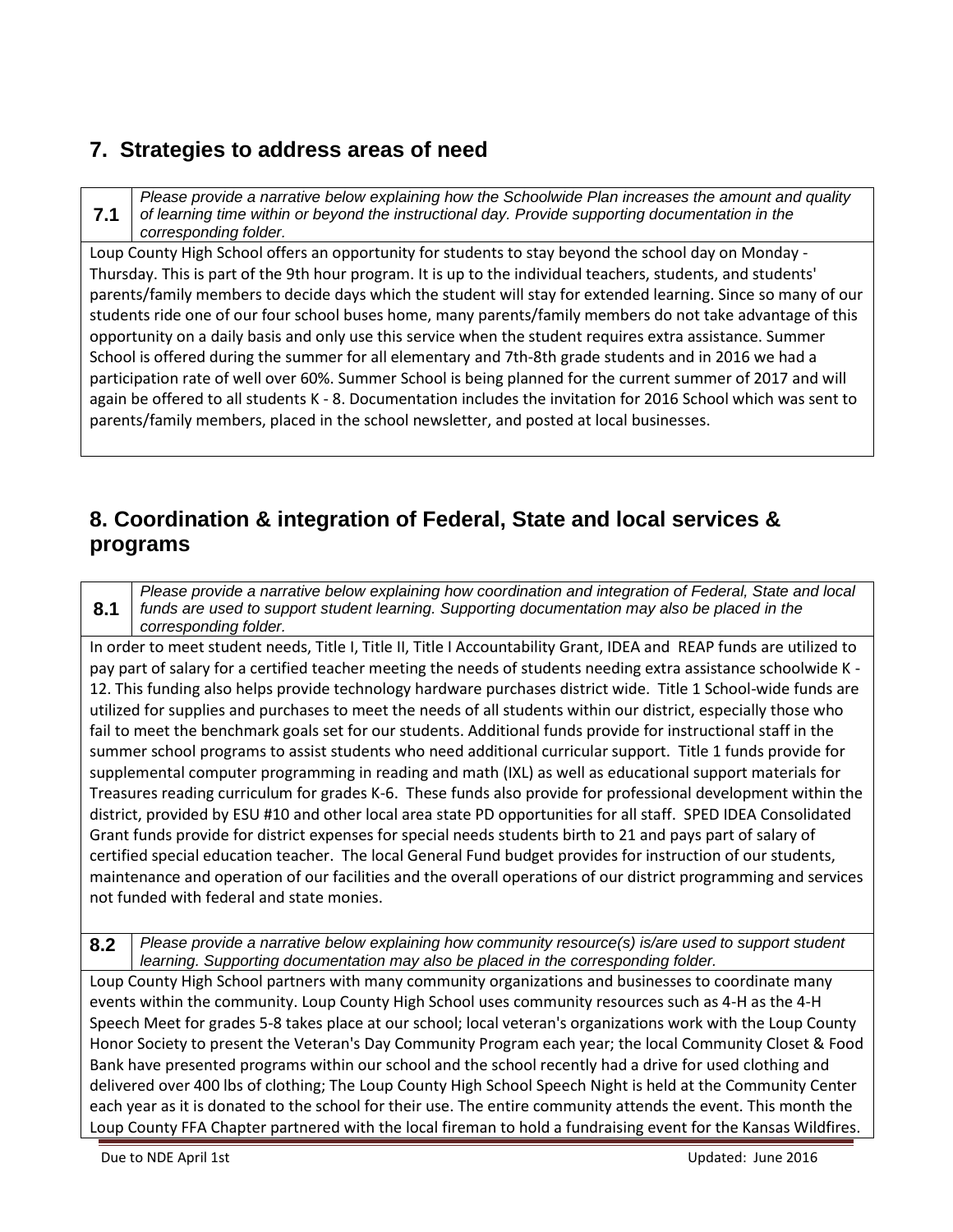## 7. Strategies to address areas of need

**7.1** *Please provide a narrative below explaining how the Schoolwide Plan increases the amount and quality of learning time within or beyond the instructional day. Provide supporting documentation in the corresponding folder.*

Loup County High School offers an opportunity for students to stay beyond the school day on Monday - Thursday. This is part of the 9th hour program. It is up to the individual teachers, students, and students' parents/family members to decide days which the student will stay for extended learning. Since so many of our students ride one of our four school buses home, many parents/family members do not take advantage of this opportunity on a daily basis and only use this service when the student requires extra assistance. Summer School is offered during the summer for all elementary and 7th-8th grade students and in 2016 we had a participation rate of well over 60%. Summer School is being planned for the current summer of 2017 and will again be offered to all students K - 8. Documentation includes the invitation for 2016 School which was sent to parents/family members, placed in the school newsletter, and posted at local businesses.

## 8. Coordination & integration of Federal, State and local services & programs

**8.1** *Please provide a narrative below explaining how coordination and integration of Federal, State and local funds are used to support student learning. Supporting documentation may also be placed in the corresponding folder.*

In order to meet student needs, Title I, Title II, Title I Accountability Grant, IDEA and REAP funds are utilized to pay part of salary for a certified teacher meeting the needs of students needing extra assistance schoolwide K - 12. This funding also helps provide technology hardware purchases district wide. Title 1 School-wide funds are utilized for supplies and purchases to meet the needs of all students within our district, especially those who fail to meet the benchmark goals set for our students. Additional funds provide for instructional staff in the summer school programs to assist students who need additional curricular support. Title 1 funds provide for supplemental computer programming in reading and math (IXL) as well as educational support materials for Treasures reading curriculum for grades K-6. These funds also provide for professional development within the district, provided by ESU #10 and other local area state PD opportunities for all staff. SPED IDEA Consolidated Grant funds provide for district expenses for special needs students birth to 21 and pays part of salary of certified special education teacher. The local General Fund budget provides for instruction of our students, maintenance and operation of our facilities and the overall operations of our district programming and services not funded with federal and state monies.

**8.2** *Please provide a narrative below explaining how community resource(s) is/are used to support student learning. Supporting documentation may also be placed in the corresponding folder.*

Loup County High School partners with many community organizations and businesses to coordinate many events within the community. Loup County High School uses community resources such as 4-H as the 4-H Speech Meet for grades 5-8 takes place at our school; local veteran's organizations work with the Loup County Honor Society to present the Veteran's Day Community Program each year; the local Community Closet & Food Bank have presented programs within our school and the school recently had a drive for used clothing and delivered over 400 lbs of clothing; The Loup County High School Speech Night is held at the Community Center each year as it is donated to the school for their use. The entire community attends the event. This month the Loup County FFA Chapter partnered with the local fireman to hold a fundraising event for the Kansas Wildfires.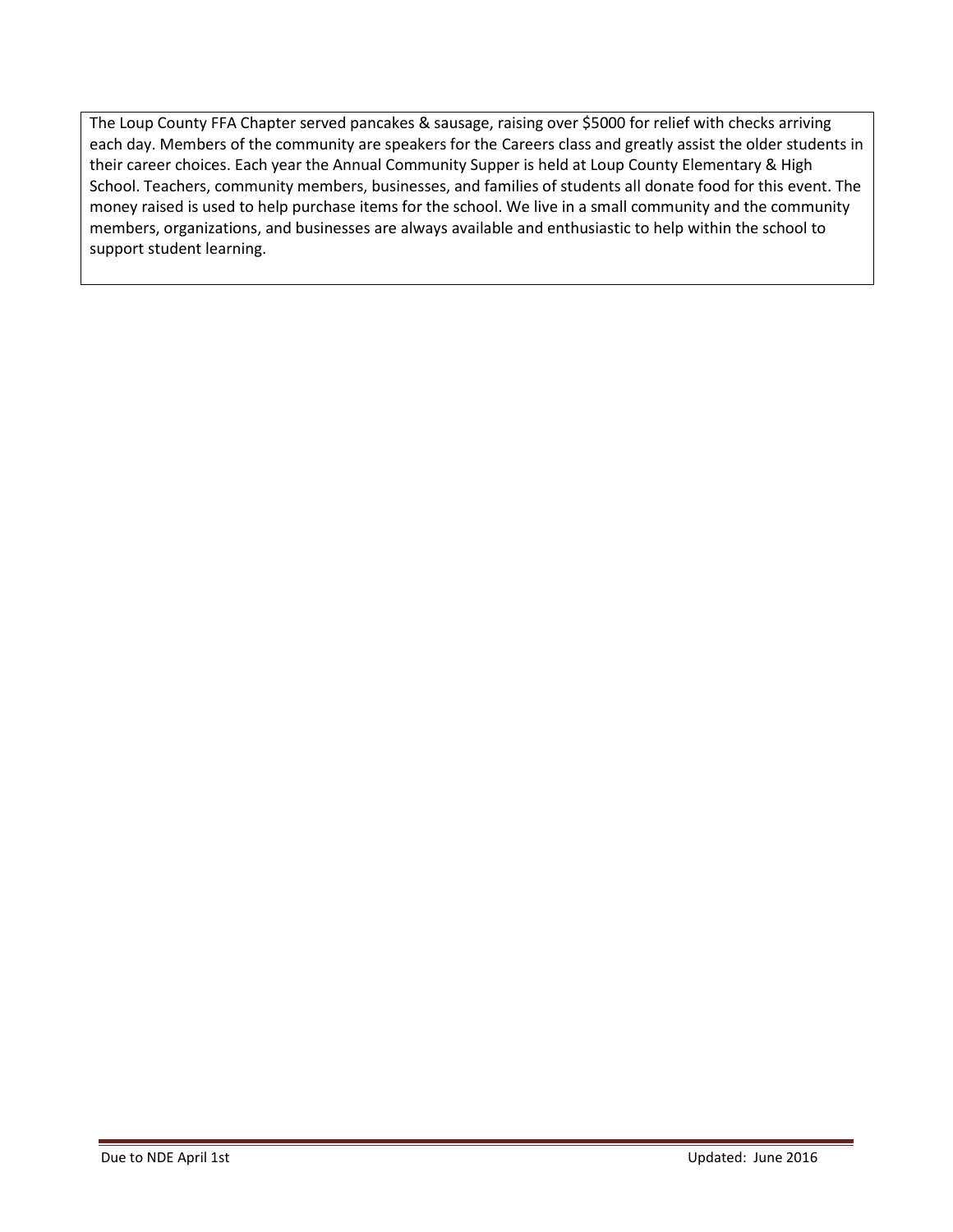The Loup County FFA Chapter served pancakes & sausage, raising over $5000 for relief with checks arriving each day. Members of the community are speakers for the Careers class and greatly assist the older students in their career choices. Each year the Annual Community Supper is held at Loup County Elementary & High School. Teachers, community members, businesses, and families of students all donate food for this event. The money raised is used to help purchase items for the school. We live in a small community and the community members, organizations, and businesses are always available and enthusiastic to help within the school to support student learning.